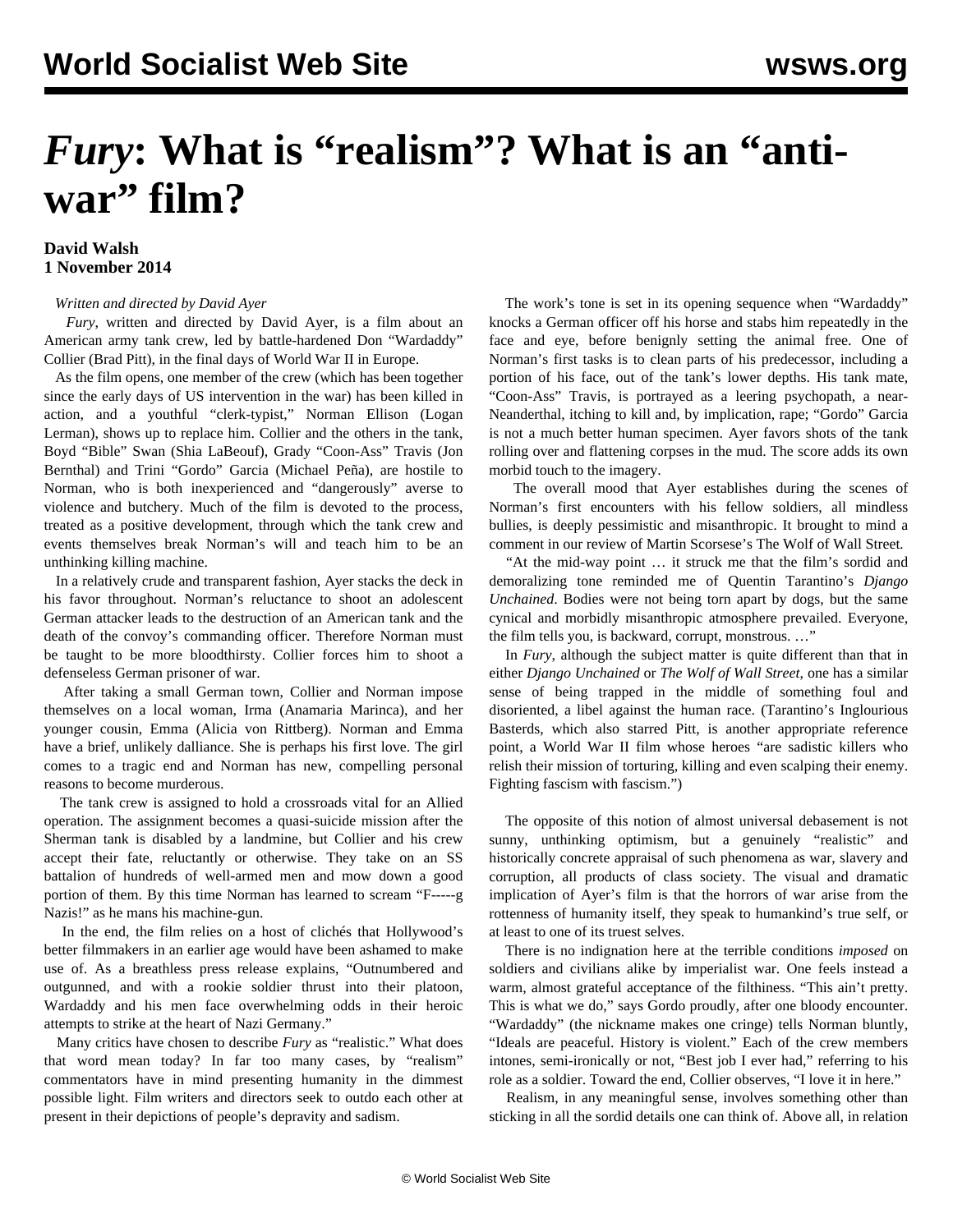# *Fury*: What is "realism"? What is an "anti-war" film?

**David Walsh**
**1 November 2014**

*Written and directed by David Ayer*

*Fury*, written and directed by David Ayer, is a film about an American army tank crew, led by battle-hardened Don "Wardaddy" Collier (Brad Pitt), in the final days of World War II in Europe.

As the film opens, one member of the crew (which has been together since the early days of US intervention in the war) has been killed in action, and a youthful "clerk-typist," Norman Ellison (Logan Lerman), shows up to replace him. Collier and the others in the tank, Boyd "Bible" Swan (Shia LaBeouf), Grady "Coon-Ass" Travis (Jon Bernthal) and Trini "Gordo" Garcia (Michael Peña), are hostile to Norman, who is both inexperienced and "dangerously" averse to violence and butchery. Much of the film is devoted to the process, treated as a positive development, through which the tank crew and events themselves break Norman's will and teach him to be an unthinking killing machine.

In a relatively crude and transparent fashion, Ayer stacks the deck in his favor throughout. Norman's reluctance to shoot an adolescent German attacker leads to the destruction of an American tank and the death of the convoy's commanding officer. Therefore Norman must be taught to be more bloodthirsty. Collier forces him to shoot a defenseless German prisoner of war.

After taking a small German town, Collier and Norman impose themselves on a local woman, Irma (Anamaria Marinca), and her younger cousin, Emma (Alicia von Rittberg). Norman and Emma have a brief, unlikely dalliance. She is perhaps his first love. The girl comes to a tragic end and Norman has new, compelling personal reasons to become murderous.

The tank crew is assigned to hold a crossroads vital for an Allied operation. The assignment becomes a quasi-suicide mission after the Sherman tank is disabled by a landmine, but Collier and his crew accept their fate, reluctantly or otherwise. They take on an SS battalion of hundreds of well-armed men and mow down a good portion of them. By this time Norman has learned to scream "F-----g Nazis!" as he mans his machine-gun.

In the end, the film relies on a host of clichés that Hollywood's better filmmakers in an earlier age would have been ashamed to make use of. As a breathless press release explains, "Outnumbered and outgunned, and with a rookie soldier thrust into their platoon, Wardaddy and his men face overwhelming odds in their heroic attempts to strike at the heart of Nazi Germany."

Many critics have chosen to describe *Fury* as "realistic." What does that word mean today? In far too many cases, by "realism" commentators have in mind presenting humanity in the dimmest possible light. Film writers and directors seek to outdo each other at present in their depictions of people's depravity and sadism.

The work's tone is set in its opening sequence when "Wardaddy" knocks a German officer off his horse and stabs him repeatedly in the face and eye, before benignly setting the animal free. One of Norman's first tasks is to clean parts of his predecessor, including a portion of his face, out of the tank's lower depths. His tank mate, "Coon-Ass" Travis, is portrayed as a leering psychopath, a near-Neanderthal, itching to kill and, by implication, rape; "Gordo" Garcia is not a much better human specimen. Ayer favors shots of the tank rolling over and flattening corpses in the mud. The score adds its own morbid touch to the imagery.

The overall mood that Ayer establishes during the scenes of Norman's first encounters with his fellow soldiers, all mindless bullies, is deeply pessimistic and misanthropic. It brought to mind a comment in our review of Martin Scorsese's The Wolf of Wall Street.

"At the mid-way point … it struck me that the film's sordid and demoralizing tone reminded me of Quentin Tarantino's *Django Unchained*. Bodies were not being torn apart by dogs, but the same cynical and morbidly misanthropic atmosphere prevailed. Everyone, the film tells you, is backward, corrupt, monstrous. …"

In *Fury*, although the subject matter is quite different than that in either *Django Unchained* or *The Wolf of Wall Street*, one has a similar sense of being trapped in the middle of something foul and disoriented, a libel against the human race. (Tarantino's Inglourious Basterds, which also starred Pitt, is another appropriate reference point, a World War II film whose heroes "are sadistic killers who relish their mission of torturing, killing and even scalping their enemy. Fighting fascism with fascism.")

The opposite of this notion of almost universal debasement is not sunny, unthinking optimism, but a genuinely "realistic" and historically concrete appraisal of such phenomena as war, slavery and corruption, all products of class society. The visual and dramatic implication of Ayer's film is that the horrors of war arise from the rottenness of humanity itself, they speak to humankind's true self, or at least to one of its truest selves.

There is no indignation here at the terrible conditions *imposed* on soldiers and civilians alike by imperialist war. One feels instead a warm, almost grateful acceptance of the filthiness. "This ain't pretty. This is what we do," says Gordo proudly, after one bloody encounter. "Wardaddy" (the nickname makes one cringe) tells Norman bluntly, "Ideals are peaceful. History is violent." Each of the crew members intones, semi-ironically or not, "Best job I ever had," referring to his role as a soldier. Toward the end, Collier observes, "I love it in here."

Realism, in any meaningful sense, involves something other than sticking in all the sordid details one can think of. Above all, in relation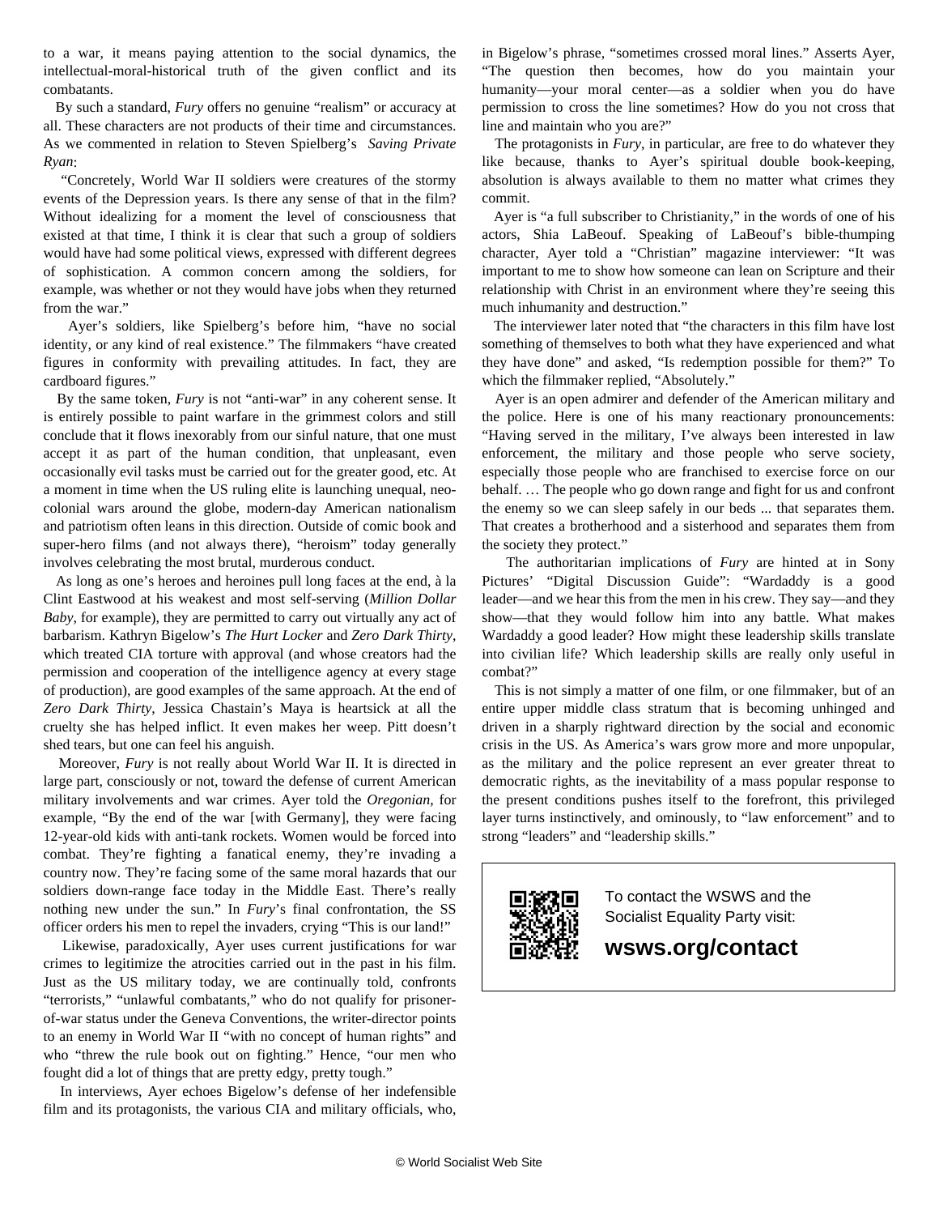to a war, it means paying attention to the social dynamics, the intellectual-moral-historical truth of the given conflict and its combatants.

By such a standard, *Fury* offers no genuine "realism" or accuracy at all. These characters are not products of their time and circumstances. As we commented in relation to Steven Spielberg's *Saving Private Ryan*:

"Concretely, World War II soldiers were creatures of the stormy events of the Depression years. Is there any sense of that in the film? Without idealizing for a moment the level of consciousness that existed at that time, I think it is clear that such a group of soldiers would have had some political views, expressed with different degrees of sophistication. A common concern among the soldiers, for example, was whether or not they would have jobs when they returned from the war."

Ayer's soldiers, like Spielberg's before him, "have no social identity, or any kind of real existence." The filmmakers "have created figures in conformity with prevailing attitudes. In fact, they are cardboard figures."

By the same token, *Fury* is not "anti-war" in any coherent sense. It is entirely possible to paint warfare in the grimmest colors and still conclude that it flows inexorably from our sinful nature, that one must accept it as part of the human condition, that unpleasant, even occasionally evil tasks must be carried out for the greater good, etc. At a moment in time when the US ruling elite is launching unequal, neo-colonial wars around the globe, modern-day American nationalism and patriotism often leans in this direction. Outside of comic book and super-hero films (and not always there), "heroism" today generally involves celebrating the most brutal, murderous conduct.

As long as one's heroes and heroines pull long faces at the end, à la Clint Eastwood at his weakest and most self-serving (*Million Dollar Baby*, for example), they are permitted to carry out virtually any act of barbarism. Kathryn Bigelow's *The Hurt Locker* and *Zero Dark Thirty*, which treated CIA torture with approval (and whose creators had the permission and cooperation of the intelligence agency at every stage of production), are good examples of the same approach. At the end of *Zero Dark Thirty*, Jessica Chastain's Maya is heartsick at all the cruelty she has helped inflict. It even makes her weep. Pitt doesn't shed tears, but one can feel his anguish.

Moreover, *Fury* is not really about World War II. It is directed in large part, consciously or not, toward the defense of current American military involvements and war crimes. Ayer told the *Oregonian*, for example, "By the end of the war [with Germany], they were facing 12-year-old kids with anti-tank rockets. Women would be forced into combat. They're fighting a fanatical enemy, they're invading a country now. They're facing some of the same moral hazards that our soldiers down-range face today in the Middle East. There's really nothing new under the sun." In *Fury*'s final confrontation, the SS officer orders his men to repel the invaders, crying "This is our land!"

Likewise, paradoxically, Ayer uses current justifications for war crimes to legitimize the atrocities carried out in the past in his film. Just as the US military today, we are continually told, confronts "terrorists," "unlawful combatants," who do not qualify for prisoner-of-war status under the Geneva Conventions, the writer-director points to an enemy in World War II "with no concept of human rights" and who "threw the rule book out on fighting." Hence, "our men who fought did a lot of things that are pretty edgy, pretty tough."

In interviews, Ayer echoes Bigelow's defense of her indefensible film and its protagonists, the various CIA and military officials, who, in Bigelow's phrase, "sometimes crossed moral lines." Asserts Ayer, "The question then becomes, how do you maintain your humanity—your moral center—as a soldier when you do have permission to cross the line sometimes? How do you not cross that line and maintain who you are?"

The protagonists in *Fury*, in particular, are free to do whatever they like because, thanks to Ayer's spiritual double book-keeping, absolution is always available to them no matter what crimes they commit.

Ayer is "a full subscriber to Christianity," in the words of one of his actors, Shia LaBeouf. Speaking of LaBeouf's bible-thumping character, Ayer told a "Christian" magazine interviewer: "It was important to me to show how someone can lean on Scripture and their relationship with Christ in an environment where they're seeing this much inhumanity and destruction."

The interviewer later noted that "the characters in this film have lost something of themselves to both what they have experienced and what they have done" and asked, "Is redemption possible for them?" To which the filmmaker replied, "Absolutely."

Ayer is an open admirer and defender of the American military and the police. Here is one of his many reactionary pronouncements: "Having served in the military, I've always been interested in law enforcement, the military and those people who serve society, especially those people who are franchised to exercise force on our behalf. … The people who go down range and fight for us and confront the enemy so we can sleep safely in our beds ... that separates them. That creates a brotherhood and a sisterhood and separates them from the society they protect."

The authoritarian implications of *Fury* are hinted at in Sony Pictures' "Digital Discussion Guide": "Wardaddy is a good leader—and we hear this from the men in his crew. They say—and they show—that they would follow him into any battle. What makes Wardaddy a good leader? How might these leadership skills translate into civilian life? Which leadership skills are really only useful in combat?"

This is not simply a matter of one film, or one filmmaker, but of an entire upper middle class stratum that is becoming unhinged and driven in a sharply rightward direction by the social and economic crisis in the US. As America's wars grow more and more unpopular, as the military and the police represent an ever greater threat to democratic rights, as the inevitability of a mass popular response to the present conditions pushes itself to the forefront, this privileged layer turns instinctively, and ominously, to "law enforcement" and to strong "leaders" and "leadership skills."

To contact the WSWS and the Socialist Equality Party visit:

**wsws.org/contact**